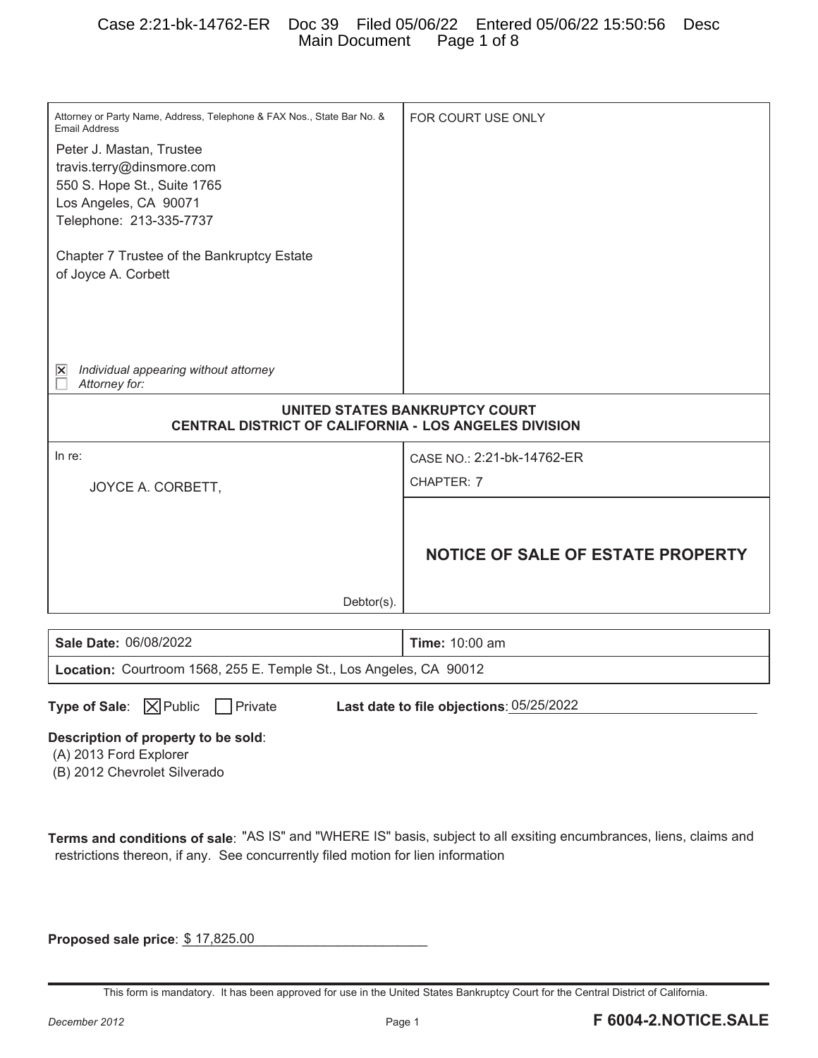| Attorney or Party Name, Address, Telephone & FAX Nos., State Bar No. & Email Address | FOR COURT USE ONLY |
| --- | --- |
| Peter J. Mastan, Trustee<br>travis.terry@dinsmore.com<br>550 S. Hope St., Suite 1765<br>Los Angeles, CA 90071<br>Telephone: 213-335-7737<br><br>Chapter 7 Trustee of the Bankruptcy Estate<br>of Joyce A. Corbett<br><br>☒ *Individual appearing without attorney*<br>☐ *Attorney for:* | |

**UNITED STATES BANKRUPTCY COURT**
**CENTRAL DISTRICT OF CALIFORNIA - LOS ANGELES DIVISION**

| In re: | |
| --- | --- |
| JOYCE A. CORBETT, | CASE NO.: 2:21-bk-14762-ER<br>CHAPTER: 7 |
| Debtor(s). | **NOTICE OF SALE OF ESTATE PROPERTY** |

| **Sale Date:** 06/08/2022 | **Time:** 10:00 am |
| --- | --- |
| **Location:** Courtroom 1568, 255 E. Temple St., Los Angeles, CA 90012 | |

**Type of Sale**: ☒ Public ☐ Private **Last date to file objections**: 05/25/2022

**Description of property to be sold**:
(A) 2013 Ford Explorer
(B) 2012 Chevrolet Silverado

**Terms and conditions of sale**: "AS IS" and "WHERE IS" basis, subject to all exsiting encumbrances, liens, claims and restrictions thereon, if any. See concurrently filed motion for lien information

**Proposed sale price**: $ 17,825.00

This form is mandatory. It has been approved for use in the United States Bankruptcy Court for the Central District of California.

December 2012 **F 6004-2.NOTICE.SALE**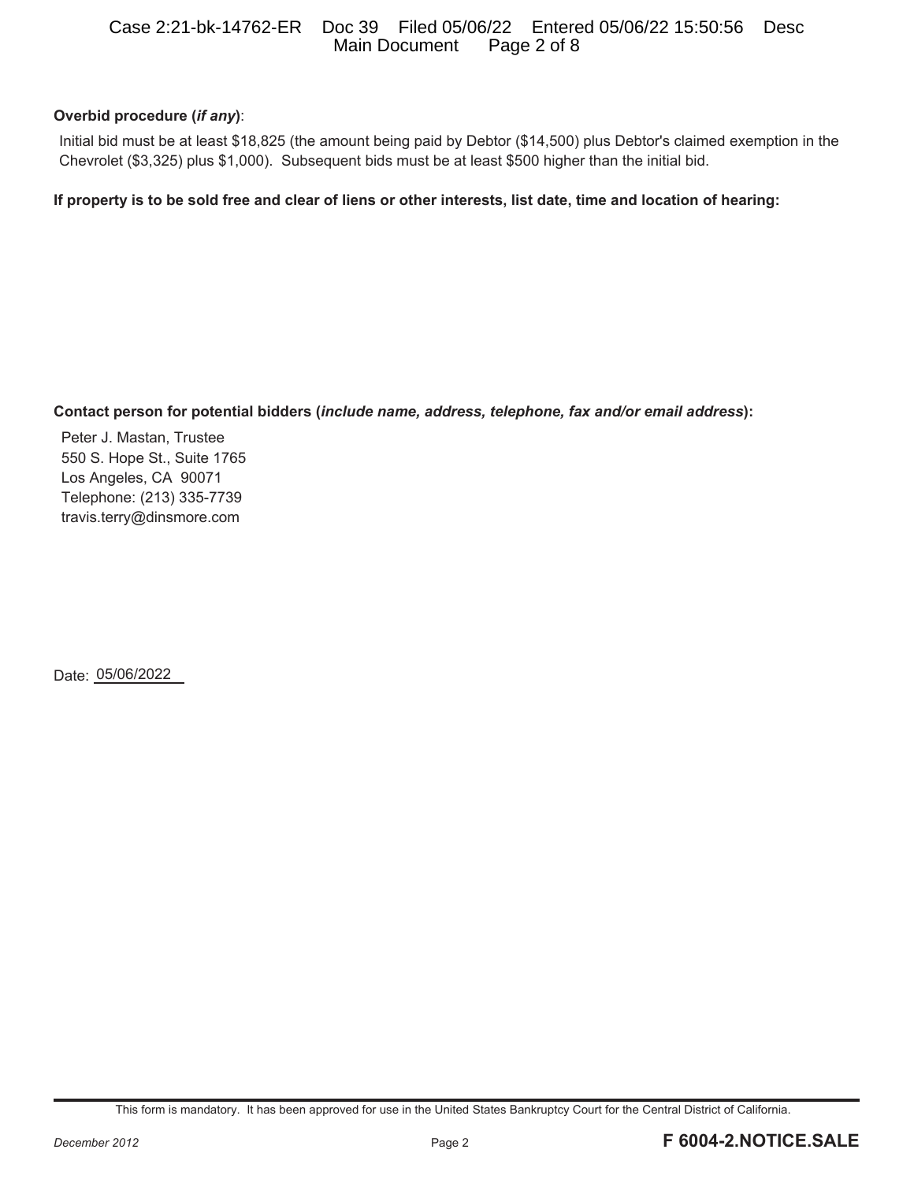**Overbid procedure (*if any*)**:

Initial bid must be at least $18,825 (the amount being paid by Debtor ($14,500) plus Debtor's claimed exemption in the Chevrolet ($3,325) plus $1,000). Subsequent bids must be at least $500 higher than the initial bid.

**If property is to be sold free and clear of liens or other interests, list date, time and location of hearing:**

**Contact person for potential bidders (*include name, address, telephone, fax and/or email address*):**

Peter J. Mastan, Trustee
550 S. Hope St., Suite 1765
Los Angeles, CA 90071
Telephone: (213) 335-7739
travis.terry@dinsmore.com

Date: 05/06/2022

This form is mandatory. It has been approved for use in the United States Bankruptcy Court for the Central District of California.

December 2012 **F 6004-2.NOTICE.SALE**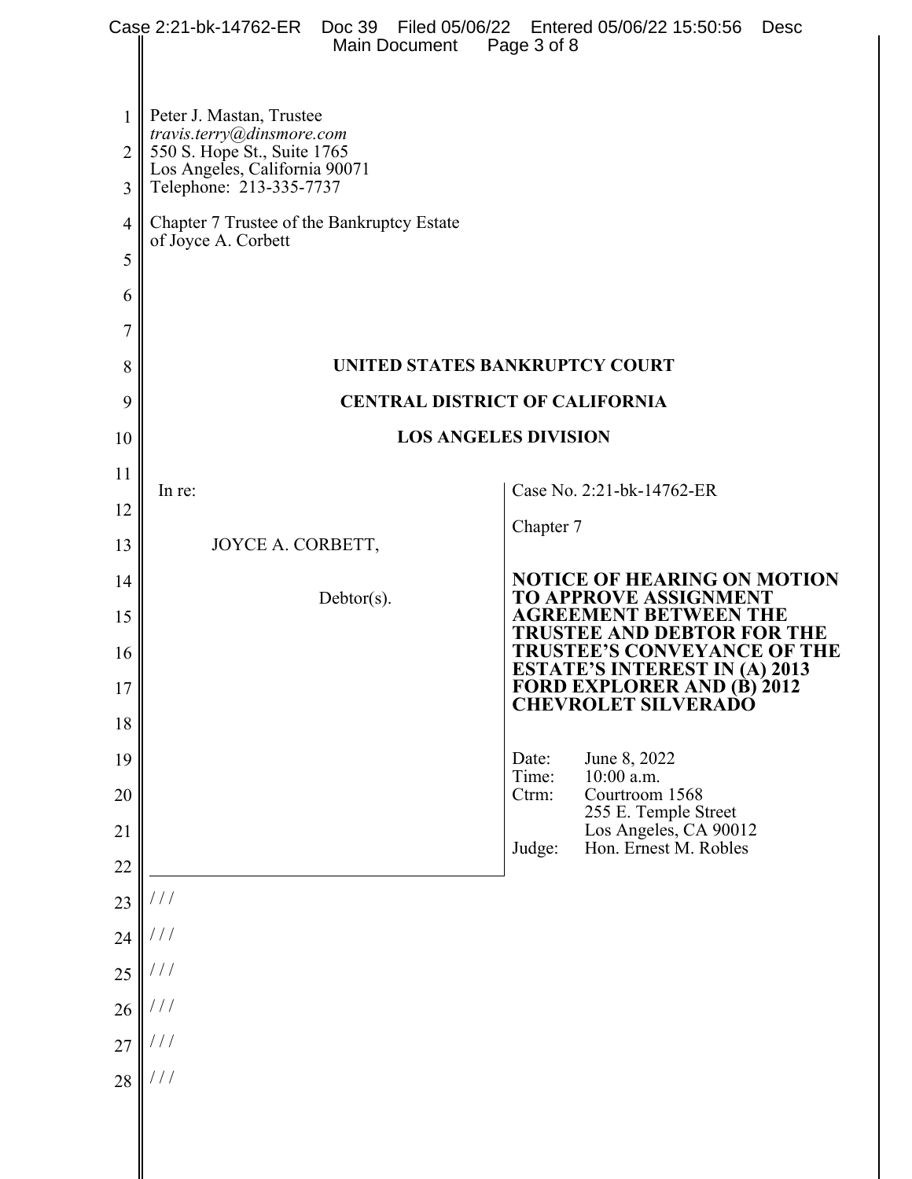Peter J. Mastan, Trustee
*travis.terry@dinsmore.com*
550 S. Hope St., Suite 1765
Los Angeles, California 90071
Telephone: 213-335-7737

Chapter 7 Trustee of the Bankruptcy Estate of Joyce A. Corbett

**UNITED STATES BANKRUPTCY COURT**

**CENTRAL DISTRICT OF CALIFORNIA**

**LOS ANGELES DIVISION**

In re:

JOYCE A. CORBETT,

Debtor(s).

Case No. 2:21-bk-14762-ER

Chapter 7

**NOTICE OF HEARING ON MOTION TO APPROVE ASSIGNMENT AGREEMENT BETWEEN THE TRUSTEE AND DEBTOR FOR THE TRUSTEE'S CONVEYANCE OF THE ESTATE'S INTEREST IN (A) 2013 FORD EXPLORER AND (B) 2012 CHEVROLET SILVERADO**

Date: June 8, 2022
Time: 10:00 a.m.
Ctrm: Courtroom 1568
255 E. Temple Street
Los Angeles, CA 90012
Judge: Hon. Ernest M. Robles

/ / /

/ / /

/ / /

/ / /

/ / /

/ / /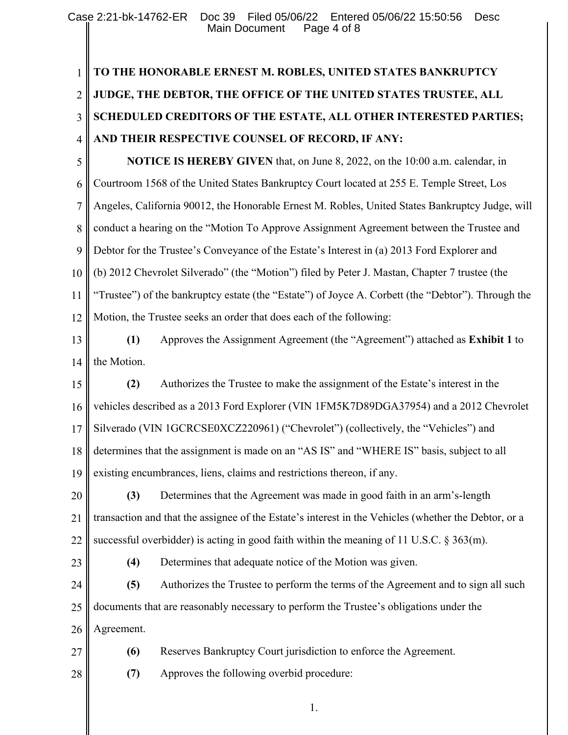**TO THE HONORABLE ERNEST M. ROBLES, UNITED STATES BANKRUPTCY JUDGE, THE DEBTOR, THE OFFICE OF THE UNITED STATES TRUSTEE, ALL SCHEDULED CREDITORS OF THE ESTATE, ALL OTHER INTERESTED PARTIES; AND THEIR RESPECTIVE COUNSEL OF RECORD, IF ANY:**

**NOTICE IS HEREBY GIVEN** that, on June 8, 2022, on the 10:00 a.m. calendar, in Courtroom 1568 of the United States Bankruptcy Court located at 255 E. Temple Street, Los Angeles, California 90012, the Honorable Ernest M. Robles, United States Bankruptcy Judge, will conduct a hearing on the "Motion To Approve Assignment Agreement between the Trustee and Debtor for the Trustee's Conveyance of the Estate's Interest in (a) 2013 Ford Explorer and (b) 2012 Chevrolet Silverado" (the "Motion") filed by Peter J. Mastan, Chapter 7 trustee (the "Trustee") of the bankruptcy estate (the "Estate") of Joyce A. Corbett (the "Debtor"). Through the Motion, the Trustee seeks an order that does each of the following:

**(1)** Approves the Assignment Agreement (the "Agreement") attached as **Exhibit 1** to the Motion.

**(2)** Authorizes the Trustee to make the assignment of the Estate's interest in the vehicles described as a 2013 Ford Explorer (VIN 1FM5K7D89DGA37954) and a 2012 Chevrolet Silverado (VIN 1GCRCSE0XCZ220961) ("Chevrolet") (collectively, the "Vehicles") and determines that the assignment is made on an "AS IS" and "WHERE IS" basis, subject to all existing encumbrances, liens, claims and restrictions thereon, if any.

**(3)** Determines that the Agreement was made in good faith in an arm's-length transaction and that the assignee of the Estate's interest in the Vehicles (whether the Debtor, or a successful overbidder) is acting in good faith within the meaning of 11 U.S.C. § 363(m).

**(4)** Determines that adequate notice of the Motion was given.

**(5)** Authorizes the Trustee to perform the terms of the Agreement and to sign all such documents that are reasonably necessary to perform the Trustee's obligations under the Agreement.

**(6)** Reserves Bankruptcy Court jurisdiction to enforce the Agreement.

**(7)** Approves the following overbid procedure: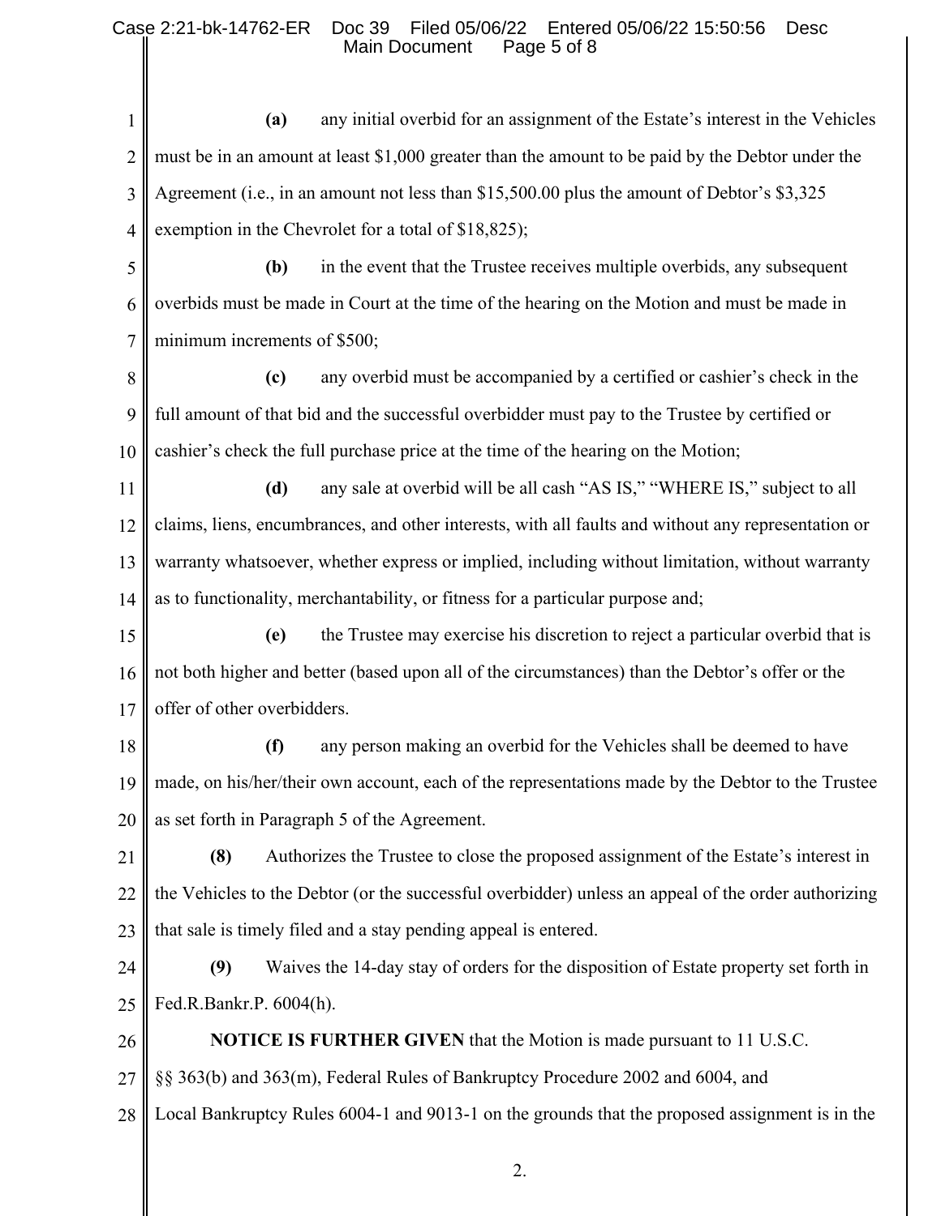**(a)** any initial overbid for an assignment of the Estate's interest in the Vehicles must be in an amount at least $1,000 greater than the amount to be paid by the Debtor under the Agreement (i.e., in an amount not less than $15,500.00 plus the amount of Debtor's $3,325 exemption in the Chevrolet for a total of $18,825);

**(b)** in the event that the Trustee receives multiple overbids, any subsequent overbids must be made in Court at the time of the hearing on the Motion and must be made in minimum increments of $500;

**(c)** any overbid must be accompanied by a certified or cashier's check in the full amount of that bid and the successful overbidder must pay to the Trustee by certified or cashier's check the full purchase price at the time of the hearing on the Motion;

**(d)** any sale at overbid will be all cash "AS IS," "WHERE IS," subject to all claims, liens, encumbrances, and other interests, with all faults and without any representation or warranty whatsoever, whether express or implied, including without limitation, without warranty as to functionality, merchantability, or fitness for a particular purpose and;

**(e)** the Trustee may exercise his discretion to reject a particular overbid that is not both higher and better (based upon all of the circumstances) than the Debtor's offer or the offer of other overbidders.

**(f)** any person making an overbid for the Vehicles shall be deemed to have made, on his/her/their own account, each of the representations made by the Debtor to the Trustee as set forth in Paragraph 5 of the Agreement.

**(8)** Authorizes the Trustee to close the proposed assignment of the Estate's interest in the Vehicles to the Debtor (or the successful overbidder) unless an appeal of the order authorizing that sale is timely filed and a stay pending appeal is entered.

**(9)** Waives the 14-day stay of orders for the disposition of Estate property set forth in Fed.R.Bankr.P. 6004(h).

**NOTICE IS FURTHER GIVEN** that the Motion is made pursuant to 11 U.S.C. §§ 363(b) and 363(m), Federal Rules of Bankruptcy Procedure 2002 and 6004, and Local Bankruptcy Rules 6004-1 and 9013-1 on the grounds that the proposed assignment is in the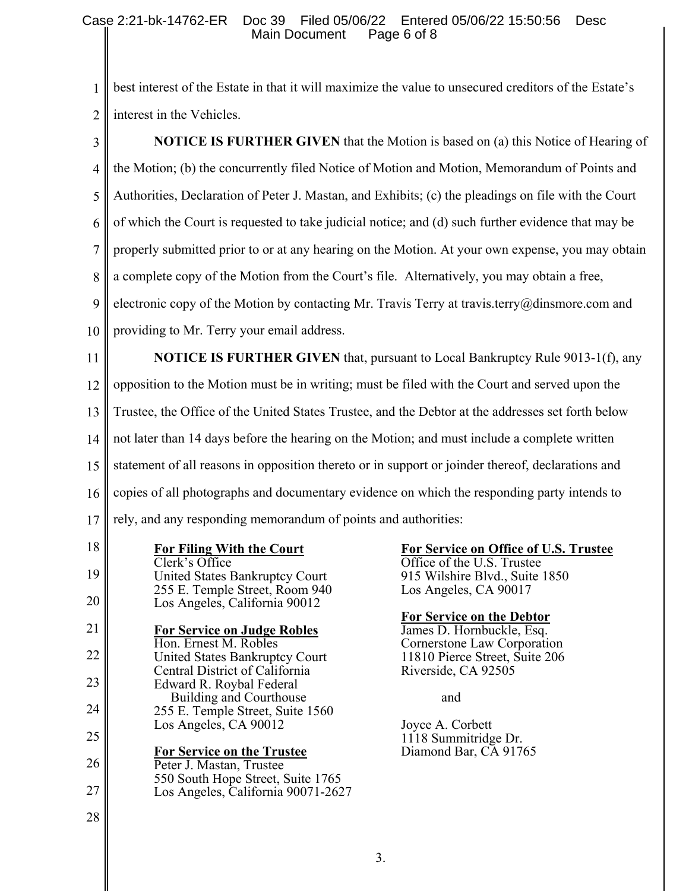best interest of the Estate in that it will maximize the value to unsecured creditors of the Estate's interest in the Vehicles.

**NOTICE IS FURTHER GIVEN** that the Motion is based on (a) this Notice of Hearing of the Motion; (b) the concurrently filed Notice of Motion and Motion, Memorandum of Points and Authorities, Declaration of Peter J. Mastan, and Exhibits; (c) the pleadings on file with the Court of which the Court is requested to take judicial notice; and (d) such further evidence that may be properly submitted prior to or at any hearing on the Motion. At your own expense, you may obtain a complete copy of the Motion from the Court's file. Alternatively, you may obtain a free, electronic copy of the Motion by contacting Mr. Travis Terry at travis.terry@dinsmore.com and providing to Mr. Terry your email address.

**NOTICE IS FURTHER GIVEN** that, pursuant to Local Bankruptcy Rule 9013-1(f), any opposition to the Motion must be in writing; must be filed with the Court and served upon the Trustee, the Office of the United States Trustee, and the Debtor at the addresses set forth below not later than 14 days before the hearing on the Motion; and must include a complete written statement of all reasons in opposition thereto or in support or joinder thereof, declarations and copies of all photographs and documentary evidence on which the responding party intends to rely, and any responding memorandum of points and authorities:

**For Filing With the Court**
Clerk's Office
United States Bankruptcy Court
255 E. Temple Street, Room 940
Los Angeles, California 90012

**For Service on Judge Robles**
Hon. Ernest M. Robles
United States Bankruptcy Court
Central District of California
Edward R. Roybal Federal Building and Courthouse
255 E. Temple Street, Suite 1560
Los Angeles, CA 90012

**For Service on the Trustee**
Peter J. Mastan, Trustee
550 South Hope Street, Suite 1765
Los Angeles, California 90071-2627

**For Service on Office of U.S. Trustee**
Office of the U.S. Trustee
915 Wilshire Blvd., Suite 1850
Los Angeles, CA 90017

**For Service on the Debtor**
James D. Hornbuckle, Esq.
Cornerstone Law Corporation
11810 Pierce Street, Suite 206
Riverside, CA 92505

and

Joyce A. Corbett
1118 Summitridge Dr.
Diamond Bar, CA 91765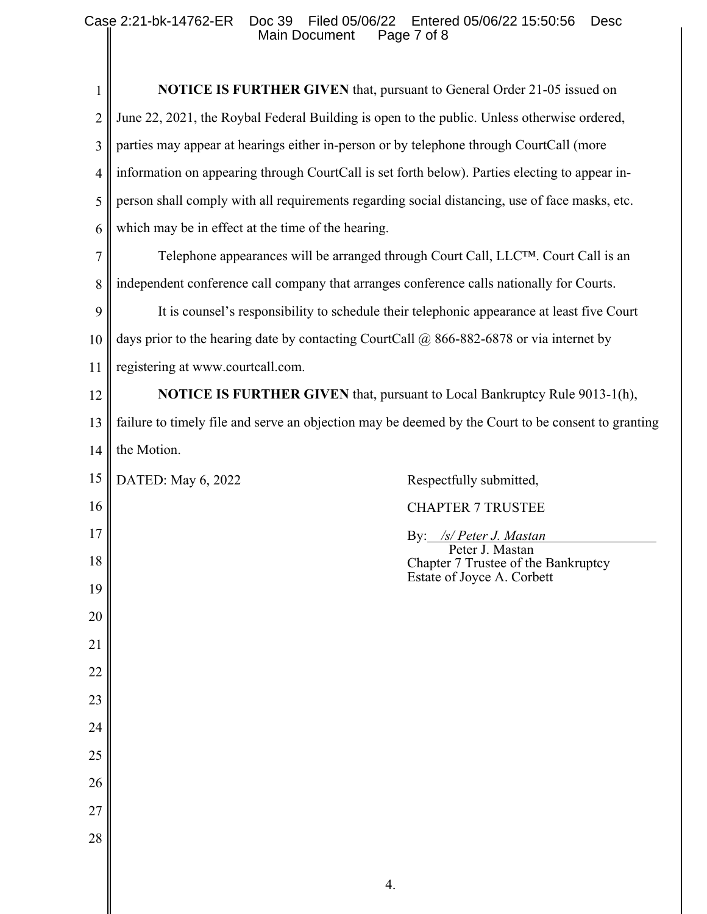**NOTICE IS FURTHER GIVEN** that, pursuant to General Order 21-05 issued on June 22, 2021, the Roybal Federal Building is open to the public. Unless otherwise ordered, parties may appear at hearings either in-person or by telephone through CourtCall (more information on appearing through CourtCall is set forth below). Parties electing to appear in-person shall comply with all requirements regarding social distancing, use of face masks, etc. which may be in effect at the time of the hearing.

Telephone appearances will be arranged through Court Call, LLC™. Court Call is an independent conference call company that arranges conference calls nationally for Courts.

It is counsel's responsibility to schedule their telephonic appearance at least five Court days prior to the hearing date by contacting CourtCall @ 866-882-6878 or via internet by registering at www.courtcall.com.

**NOTICE IS FURTHER GIVEN** that, pursuant to Local Bankruptcy Rule 9013-1(h), failure to timely file and serve an objection may be deemed by the Court to be consent to granting the Motion.

DATED: May 6, 2022

Respectfully submitted,

CHAPTER 7 TRUSTEE

By: *&#47;s&#47; Peter J. Mastan*
Peter J. Mastan
Chapter 7 Trustee of the Bankruptcy Estate of Joyce A. Corbett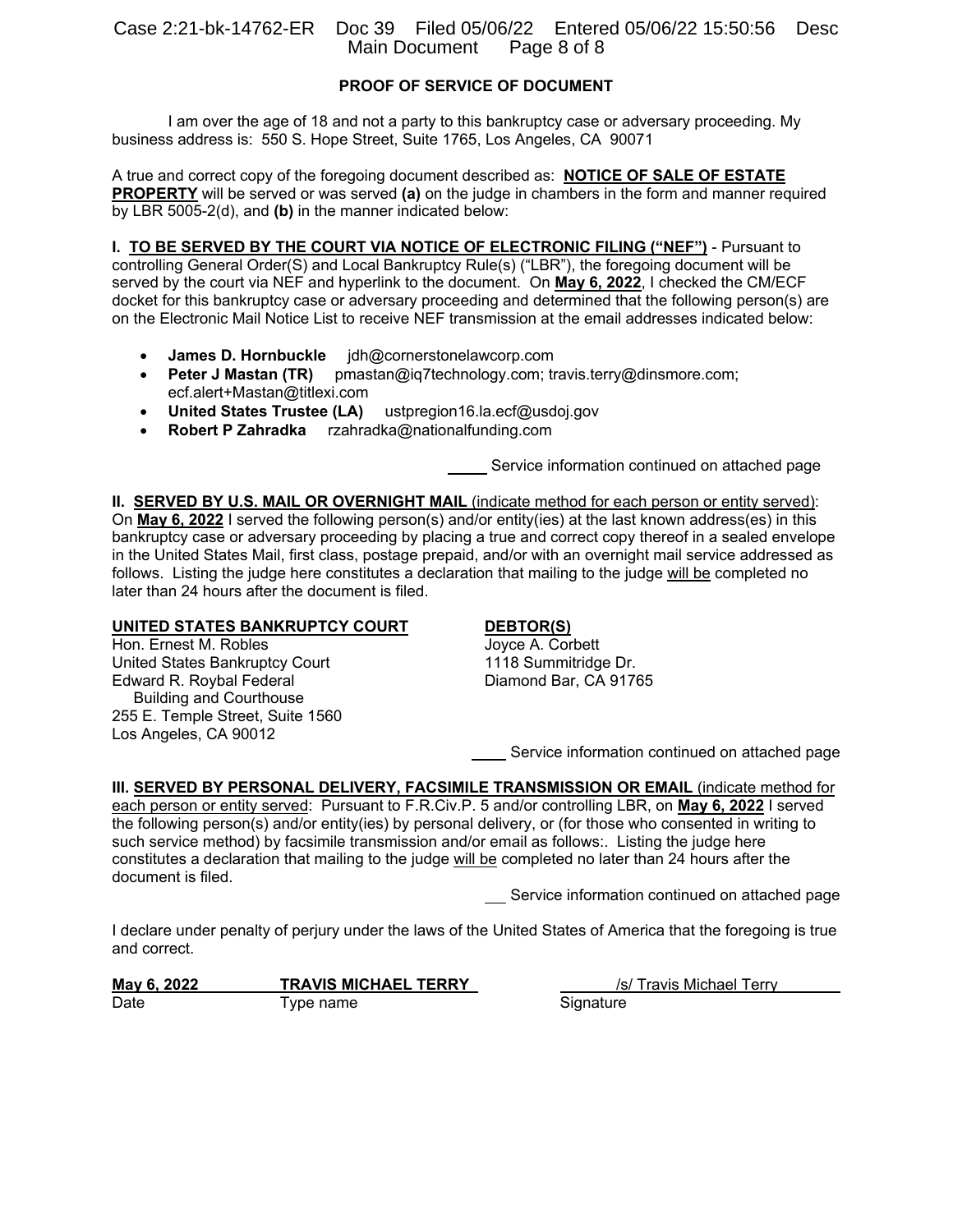**PROOF OF SERVICE OF DOCUMENT**

I am over the age of 18 and not a party to this bankruptcy case or adversary proceeding. My business address is: 550 S. Hope Street, Suite 1765, Los Angeles, CA 90071

A true and correct copy of the foregoing document described as: **NOTICE OF SALE OF ESTATE PROPERTY** will be served or was served **(a)** on the judge in chambers in the form and manner required by LBR 5005-2(d), and **(b)** in the manner indicated below:

**I. TO BE SERVED BY THE COURT VIA NOTICE OF ELECTRONIC FILING ("NEF")** - Pursuant to controlling General Order(S) and Local Bankruptcy Rule(s) ("LBR"), the foregoing document will be served by the court via NEF and hyperlink to the document. On **May 6, 2022**, I checked the CM/ECF docket for this bankruptcy case or adversary proceeding and determined that the following person(s) are on the Electronic Mail Notice List to receive NEF transmission at the email addresses indicated below:

- **James D. Hornbuckle** jdh@cornerstonelawcorp.com
- **Peter J Mastan (TR)** pmastan@iq7technology.com; travis.terry@dinsmore.com; ecf.alert+Mastan@titlexi.com
- **United States Trustee (LA)** ustpregion16.la.ecf@usdoj.gov
- **Robert P Zahradka** rzahradka@nationalfunding.com

\_\_\_\_ Service information continued on attached page

**II. SERVED BY U.S. MAIL OR OVERNIGHT MAIL** (indicate method for each person or entity served): On **May 6, 2022** I served the following person(s) and/or entity(ies) at the last known address(es) in this bankruptcy case or adversary proceeding by placing a true and correct copy thereof in a sealed envelope in the United States Mail, first class, postage prepaid, and/or with an overnight mail service addressed as follows. Listing the judge here constitutes a declaration that mailing to the judge will be completed no later than 24 hours after the document is filed.

**UNITED STATES BANKRUPTCY COURT**
Hon. Ernest M. Robles
United States Bankruptcy Court
Edward R. Roybal Federal
Building and Courthouse
255 E. Temple Street, Suite 1560
Los Angeles, CA 90012

**DEBTOR(S)**
Joyce A. Corbett
1118 Summitridge Dr.
Diamond Bar, CA 91765

\_\_\_\_ Service information continued on attached page

**III. SERVED BY PERSONAL DELIVERY, FACSIMILE TRANSMISSION OR EMAIL** (indicate method for each person or entity served: Pursuant to F.R.Civ.P. 5 and/or controlling LBR, on **May 6, 2022** I served the following person(s) and/or entity(ies) by personal delivery, or (for those who consented in writing to such service method) by facsimile transmission and/or email as follows:. Listing the judge here constitutes a declaration that mailing to the judge will be completed no later than 24 hours after the document is filed.

\_\_\_ Service information continued on attached page

I declare under penalty of perjury under the laws of the United States of America that the foregoing is true and correct.

| | | |
|---|---|---|
| **May 6, 2022** | **TRAVIS MICHAEL TERRY** | /s/ Travis Michael Terry |
| Date | Type name | Signature |